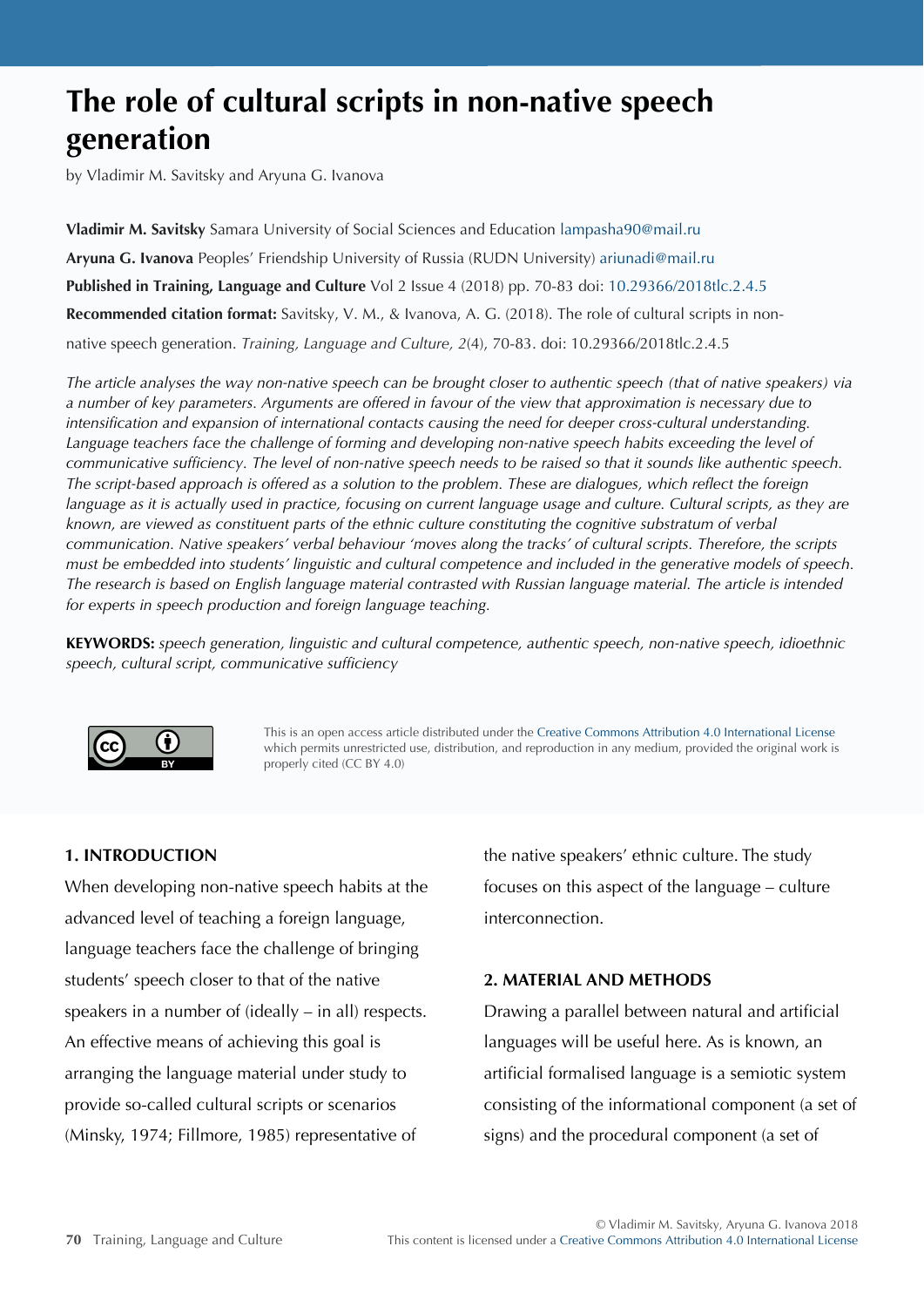# The role of cultural scripts in non-native speech generation

by Vladimir M. Savitsky and Aryuna G. Ivanova

**Vladimir M. Savitsky** Samara University of Social Sciences and Education lampasha90@mail.ru

**Aryuna G. Ivanova** Peoples' Friendship University of Russia (RUDN University) ariunadi@mail.ru

**Published in Training, Language and Culture** Vol 2 Issue 4 (2018) pp. 70-83 doi: 10.29366/2018tlc.2.4.5

**Recommended citation format:** Savitsky, V. M., & Ivanova, A. G. (2018). The role of cultural scripts in non-native speech generation. *Training, Language and Culture, 2*(4), 70-83. doi: 10.29366/2018tlc.2.4.5

*The article analyses the way non-native speech can be brought closer to authentic speech (that of native speakers) via a number of key parameters. Arguments are offered in favour of the view that approximation is necessary due to intensification and expansion of international contacts causing the need for deeper cross-cultural understanding. Language teachers face the challenge of forming and developing non-native speech habits exceeding the level of communicative sufficiency. The level of non-native speech needs to be raised so that it sounds like authentic speech. The script-based approach is offered as a solution to the problem. These are dialogues, which reflect the foreign language as it is actually used in practice, focusing on current language usage and culture. Cultural scripts, as they are known, are viewed as constituent parts of the ethnic culture constituting the cognitive substratum of verbal communication. Native speakers' verbal behaviour 'moves along the tracks' of cultural scripts. Therefore, the scripts must be embedded into students' linguistic and cultural competence and included in the generative models of speech. The research is based on English language material contrasted with Russian language material. The article is intended for experts in speech production and foreign language teaching.*

**KEYWORDS:** *speech generation, linguistic and cultural competence, authentic speech, non-native speech, idioethnic speech, cultural script, communicative sufficiency*

This is an open access article distributed under the Creative Commons Attribution 4.0 International License which permits unrestricted use, distribution, and reproduction in any medium, provided the original work is properly cited (CC BY 4.0)

## 1. INTRODUCTION

When developing non-native speech habits at the advanced level of teaching a foreign language, language teachers face the challenge of bringing students' speech closer to that of the native speakers in a number of (ideally – in all) respects. An effective means of achieving this goal is arranging the language material under study to provide so-called cultural scripts or scenarios (Minsky, 1974; Fillmore, 1985) representative of the native speakers' ethnic culture. The study focuses on this aspect of the language – culture interconnection.

## 2. MATERIAL AND METHODS

Drawing a parallel between natural and artificial languages will be useful here. As is known, an artificial formalised language is a semiotic system consisting of the informational component (a set of signs) and the procedural component (a set of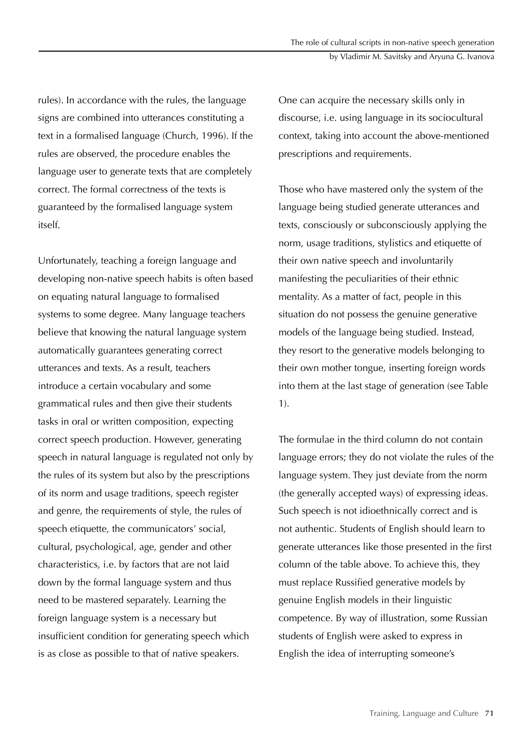rules). In accordance with the rules, the language signs are combined into utterances constituting a text in a formalised language (Church, 1996). If the rules are observed, the procedure enables the language user to generate texts that are completely correct. The formal correctness of the texts is guaranteed by the formalised language system itself.

Unfortunately, teaching a foreign language and developing non-native speech habits is often based on equating natural language to formalised systems to some degree. Many language teachers believe that knowing the natural language system automatically guarantees generating correct utterances and texts. As a result, teachers introduce a certain vocabulary and some grammatical rules and then give their students tasks in oral or written composition, expecting correct speech production. However, generating speech in natural language is regulated not only by the rules of its system but also by the prescriptions of its norm and usage traditions, speech register and genre, the requirements of style, the rules of speech etiquette, the communicators' social, cultural, psychological, age, gender and other characteristics, i.e. by factors that are not laid down by the formal language system and thus need to be mastered separately. Learning the foreign language system is a necessary but insufficient condition for generating speech which is as close as possible to that of native speakers.

One can acquire the necessary skills only in discourse, i.e. using language in its sociocultural context, taking into account the above-mentioned prescriptions and requirements.

Those who have mastered only the system of the language being studied generate utterances and texts, consciously or subconsciously applying the norm, usage traditions, stylistics and etiquette of their own native speech and involuntarily manifesting the peculiarities of their ethnic mentality. As a matter of fact, people in this situation do not possess the genuine generative models of the language being studied. Instead, they resort to the generative models belonging to their own mother tongue, inserting foreign words into them at the last stage of generation (see Table 1).

The formulae in the third column do not contain language errors; they do not violate the rules of the language system. They just deviate from the norm (the generally accepted ways) of expressing ideas. Such speech is not idioethnically correct and is not authentic. Students of English should learn to generate utterances like those presented in the first column of the table above. To achieve this, they must replace Russified generative models by genuine English models in their linguistic competence. By way of illustration, some Russian students of English were asked to express in English the idea of interrupting someone's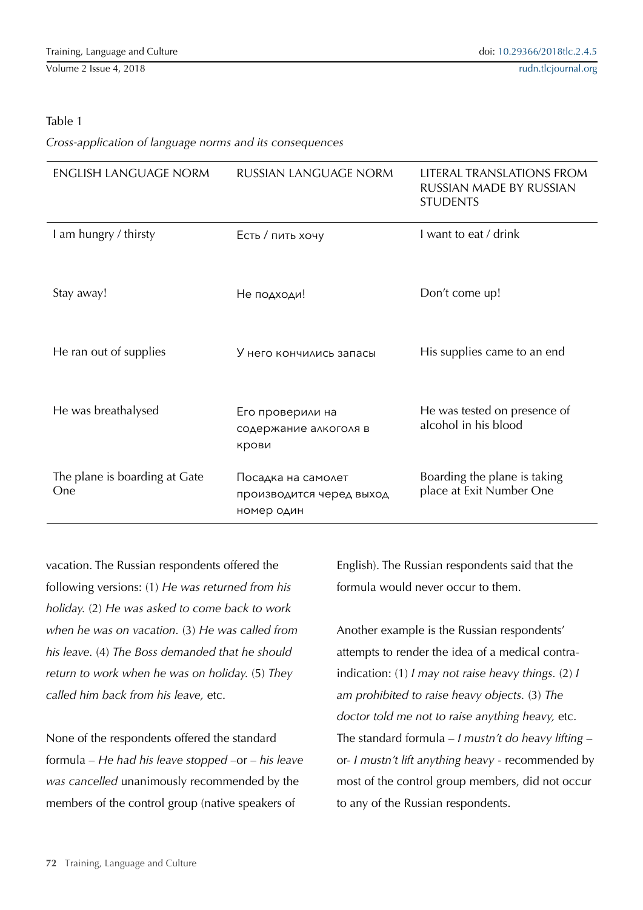Table 1

*Cross-application of language norms and its consequences*

| ENGLISH LANGUAGE NORM | RUSSIAN LANGUAGE NORM | LITERAL TRANSLATIONS FROM RUSSIAN MADE BY RUSSIAN STUDENTS |
|---|---|---|
| I am hungry / thirsty | Есть / пить хочу | I want to eat / drink |
| Stay away! | Не подходи! | Don't come up! |
| He ran out of supplies | У него кончились запасы | His supplies came to an end |
| He was breathalysed | Его проверили на содержание алкоголя в крови | He was tested on presence of alcohol in his blood |
| The plane is boarding at Gate One | Посадка на самолет производится черед выход номер один | Boarding the plane is taking place at Exit Number One |

vacation. The Russian respondents offered the following versions: (1) *He was returned from his holiday.* (2) *He was asked to come back to work when he was on vacation.* (3) *He was called from his leave.* (4) *The Boss demanded that he should return to work when he was on holiday.* (5) *They called him back from his leave,* etc.

None of the respondents offered the standard formula – *He had his leave stopped* –or – *his leave was cancelled* unanimously recommended by the members of the control group (native speakers of English). The Russian respondents said that the formula would never occur to them.

Another example is the Russian respondents' attempts to render the idea of a medical contra-indication: (1) *I may not raise heavy things.* (2) *I am prohibited to raise heavy objects.* (3) *The doctor told me not to raise anything heavy,* etc. The standard formula – *I mustn't do heavy lifting* – or- *I mustn't lift anything heavy* - recommended by most of the control group members, did not occur to any of the Russian respondents.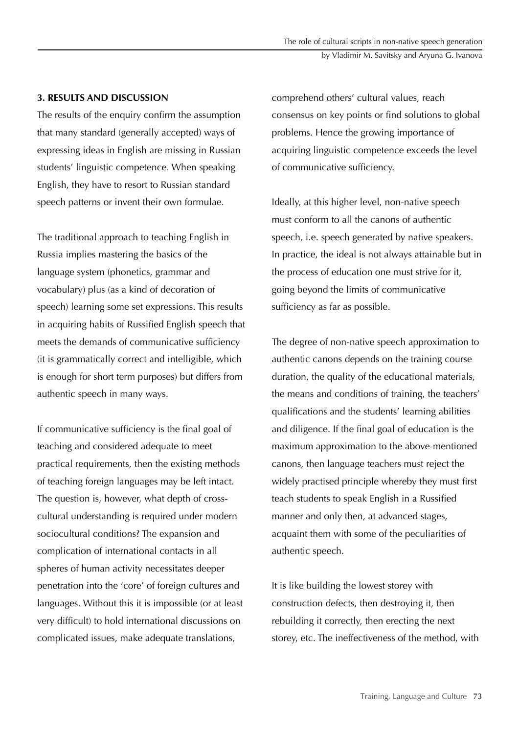### 3. RESULTS AND DISCUSSION

The results of the enquiry confirm the assumption that many standard (generally accepted) ways of expressing ideas in English are missing in Russian students' linguistic competence. When speaking English, they have to resort to Russian standard speech patterns or invent their own formulae.

The traditional approach to teaching English in Russia implies mastering the basics of the language system (phonetics, grammar and vocabulary) plus (as a kind of decoration of speech) learning some set expressions. This results in acquiring habits of Russified English speech that meets the demands of communicative sufficiency (it is grammatically correct and intelligible, which is enough for short term purposes) but differs from authentic speech in many ways.

If communicative sufficiency is the final goal of teaching and considered adequate to meet practical requirements, then the existing methods of teaching foreign languages may be left intact. The question is, however, what depth of cross-cultural understanding is required under modern sociocultural conditions? The expansion and complication of international contacts in all spheres of human activity necessitates deeper penetration into the 'core' of foreign cultures and languages. Without this it is impossible (or at least very difficult) to hold international discussions on complicated issues, make adequate translations, comprehend others' cultural values, reach consensus on key points or find solutions to global problems. Hence the growing importance of acquiring linguistic competence exceeds the level of communicative sufficiency.

Ideally, at this higher level, non-native speech must conform to all the canons of authentic speech, i.e. speech generated by native speakers. In practice, the ideal is not always attainable but in the process of education one must strive for it, going beyond the limits of communicative sufficiency as far as possible.

The degree of non-native speech approximation to authentic canons depends on the training course duration, the quality of the educational materials, the means and conditions of training, the teachers' qualifications and the students' learning abilities and diligence. If the final goal of education is the maximum approximation to the above-mentioned canons, then language teachers must reject the widely practised principle whereby they must first teach students to speak English in a Russified manner and only then, at advanced stages, acquaint them with some of the peculiarities of authentic speech.

It is like building the lowest storey with construction defects, then destroying it, then rebuilding it correctly, then erecting the next storey, etc. The ineffectiveness of the method, with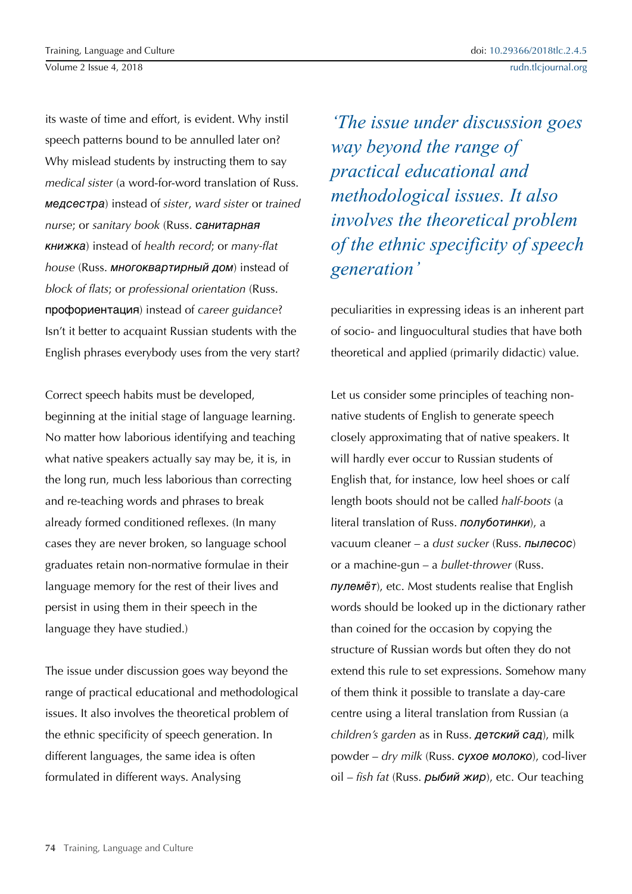its waste of time and effort, is evident. Why instil speech patterns bound to be annulled later on? Why mislead students by instructing them to say *medical sister* (a word-for-word translation of Russ. *медсестра*) instead of *sister*, *ward sister* or *trained nurse*; or *sanitary book* (Russ. *санитарная книжка*) instead of *health record*; or *many-flat house* (Russ. *многоквартирный дом*) instead of *block of flats*; or *professional orientation* (Russ. профориентация) instead of *career guidance*? Isn't it better to acquaint Russian students with the English phrases everybody uses from the very start?

Correct speech habits must be developed, beginning at the initial stage of language learning. No matter how laborious identifying and teaching what native speakers actually say may be, it is, in the long run, much less laborious than correcting and re-teaching words and phrases to break already formed conditioned reflexes. (In many cases they are never broken, so language school graduates retain non-normative formulae in their language memory for the rest of their lives and persist in using them in their speech in the language they have studied.)

The issue under discussion goes way beyond the range of practical educational and methodological issues. It also involves the theoretical problem of the ethnic specificity of speech generation. In different languages, the same idea is often formulated in different ways. Analysing peculiarities in expressing ideas is an inherent part of socio- and linguocultural studies that have both theoretical and applied (primarily didactic) value.

> *'The issue under discussion goes way beyond the range of practical educational and methodological issues. It also involves the theoretical problem of the ethnic specificity of speech generation'*

Let us consider some principles of teaching non-native students of English to generate speech closely approximating that of native speakers. It will hardly ever occur to Russian students of English that, for instance, low heel shoes or calf length boots should not be called *half-boots* (a literal translation of Russ. *полуботинки*), a vacuum cleaner – a *dust sucker* (Russ. *пылесос*) or a machine-gun – a *bullet-thrower* (Russ. *пулемёт*), etc. Most students realise that English words should be looked up in the dictionary rather than coined for the occasion by copying the structure of Russian words but often they do not extend this rule to set expressions. Somehow many of them think it possible to translate a day-care centre using a literal translation from Russian (a *children's garden* as in Russ. *детский сад*), milk powder – *dry milk* (Russ. *сухое молоко*), cod-liver oil – *fish fat* (Russ. *рыбий жир*), etc. Our teaching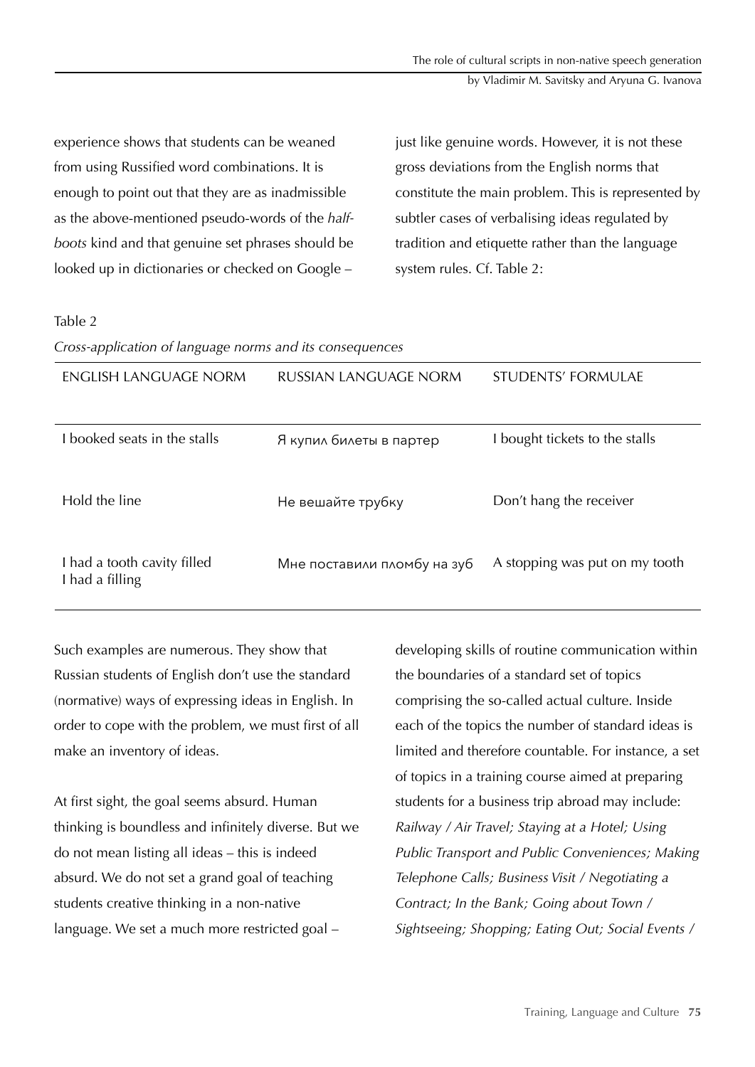experience shows that students can be weaned from using Russified word combinations. It is enough to point out that they are as inadmissible as the above-mentioned pseudo-words of the *half-boots* kind and that genuine set phrases should be looked up in dictionaries or checked on Google – just like genuine words. However, it is not these gross deviations from the English norms that constitute the main problem. This is represented by subtler cases of verbalising ideas regulated by tradition and etiquette rather than the language system rules. Cf. Table 2:

Table 2

*Cross-application of language norms and its consequences*

| ENGLISH LANGUAGE NORM | RUSSIAN LANGUAGE NORM | STUDENTS' FORMULAE |
|---|---|---|
| I booked seats in the stalls | Я купил билеты в партер | I bought tickets to the stalls |
| Hold the line | Не вешайте трубку | Don't hang the receiver |
| I had a tooth cavity filled<br>I had a filling | Мне поставили пломбу на зуб | A stopping was put on my tooth |

Such examples are numerous. They show that Russian students of English don't use the standard (normative) ways of expressing ideas in English. In order to cope with the problem, we must first of all make an inventory of ideas.

At first sight, the goal seems absurd. Human thinking is boundless and infinitely diverse. But we do not mean listing all ideas – this is indeed absurd. We do not set a grand goal of teaching students creative thinking in a non-native language. We set a much more restricted goal – developing skills of routine communication within the boundaries of a standard set of topics comprising the so-called actual culture. Inside each of the topics the number of standard ideas is limited and therefore countable. For instance, a set of topics in a training course aimed at preparing students for a business trip abroad may include: *Railway / Air Travel; Staying at a Hotel; Using Public Transport and Public Conveniences; Making Telephone Calls; Business Visit / Negotiating a Contract; In the Bank; Going about Town / Sightseeing; Shopping; Eating Out; Social Events /*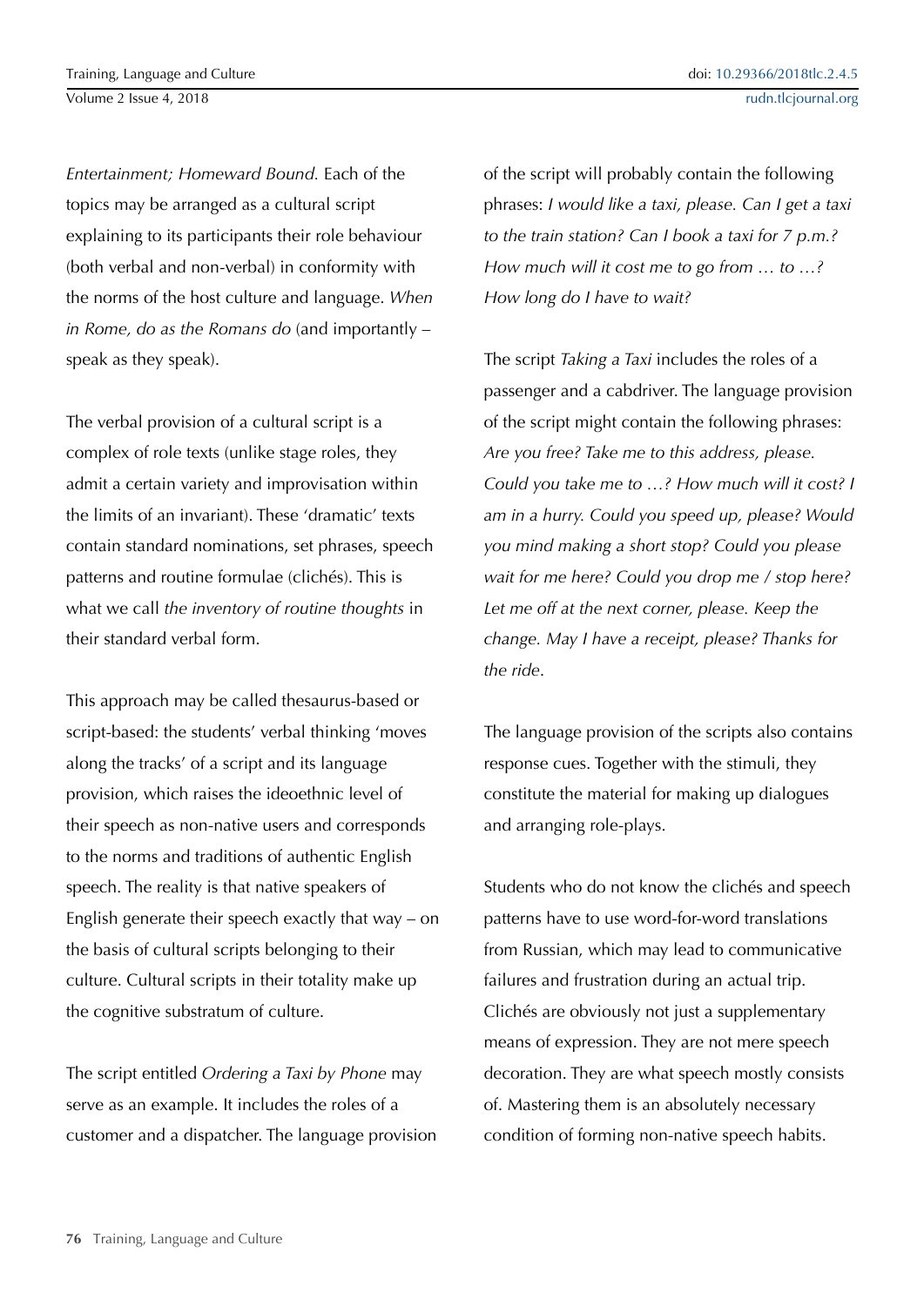*Entertainment; Homeward Bound.* Each of the topics may be arranged as a cultural script explaining to its participants their role behaviour (both verbal and non-verbal) in conformity with the norms of the host culture and language. *When in Rome, do as the Romans do* (and importantly – speak as they speak).

The verbal provision of a cultural script is a complex of role texts (unlike stage roles, they admit a certain variety and improvisation within the limits of an invariant). These 'dramatic' texts contain standard nominations, set phrases, speech patterns and routine formulae (clichés). This is what we call *the inventory of routine thoughts* in their standard verbal form.

This approach may be called thesaurus-based or script-based: the students' verbal thinking 'moves along the tracks' of a script and its language provision, which raises the ideoethnic level of their speech as non-native users and corresponds to the norms and traditions of authentic English speech. The reality is that native speakers of English generate their speech exactly that way – on the basis of cultural scripts belonging to their culture. Cultural scripts in their totality make up the cognitive substratum of culture.

The script entitled *Ordering a Taxi by Phone* may serve as an example. It includes the roles of a customer and a dispatcher. The language provision of the script will probably contain the following phrases: *I would like a taxi, please. Can I get a taxi to the train station? Can I book a taxi for 7 p.m.? How much will it cost me to go from … to …? How long do I have to wait?*

The script *Taking a Taxi* includes the roles of a passenger and a cabdriver. The language provision of the script might contain the following phrases: *Are you free? Take me to this address, please. Could you take me to …? How much will it cost? I am in a hurry. Could you speed up, please? Would you mind making a short stop? Could you please wait for me here? Could you drop me / stop here? Let me off at the next corner, please. Keep the change. May I have a receipt, please? Thanks for the ride.*

The language provision of the scripts also contains response cues. Together with the stimuli, they constitute the material for making up dialogues and arranging role-plays.

Students who do not know the clichés and speech patterns have to use word-for-word translations from Russian, which may lead to communicative failures and frustration during an actual trip. Clichés are obviously not just a supplementary means of expression. They are not mere speech decoration. They are what speech mostly consists of. Mastering them is an absolutely necessary condition of forming non-native speech habits.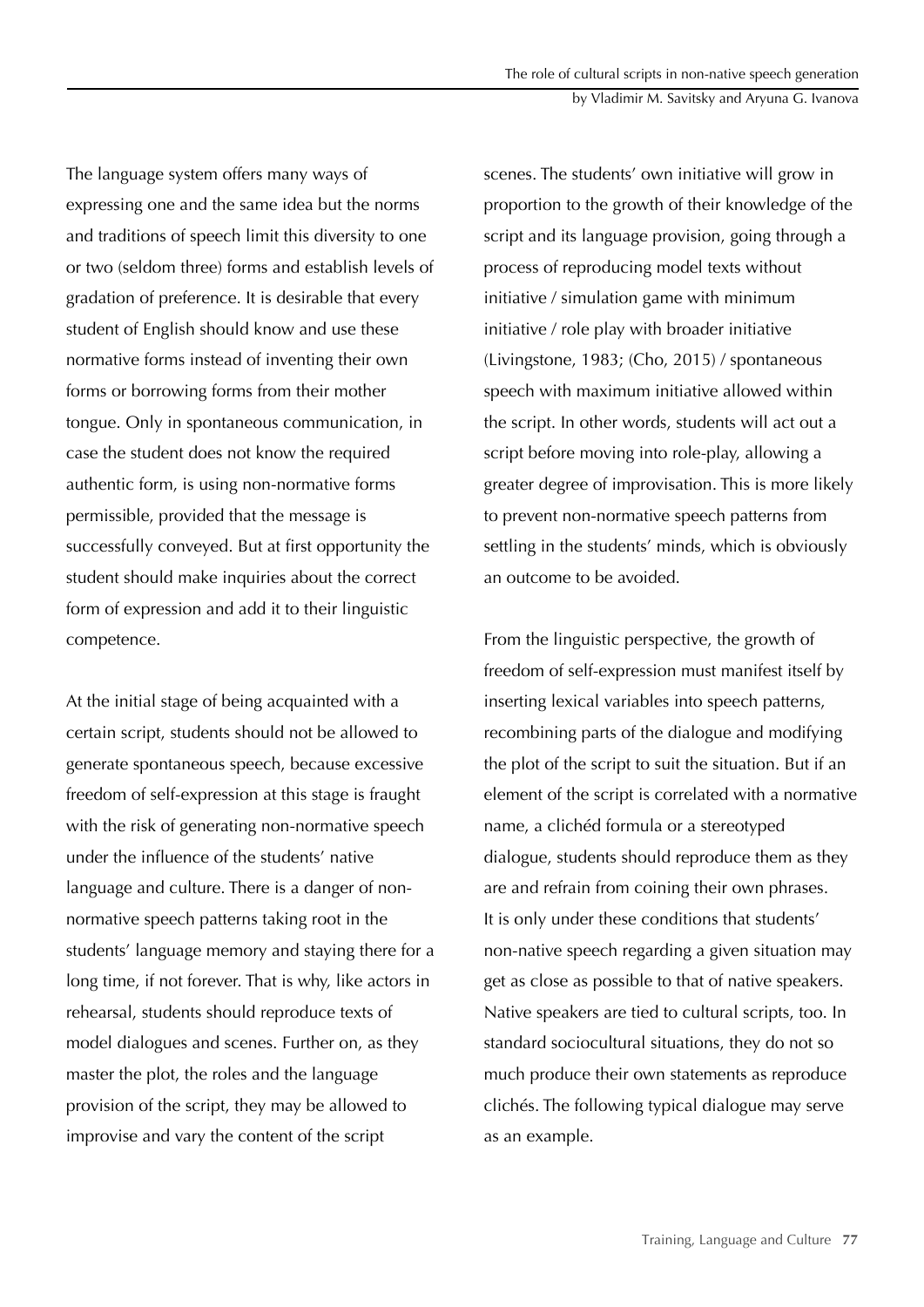The language system offers many ways of expressing one and the same idea but the norms and traditions of speech limit this diversity to one or two (seldom three) forms and establish levels of gradation of preference. It is desirable that every student of English should know and use these normative forms instead of inventing their own forms or borrowing forms from their mother tongue. Only in spontaneous communication, in case the student does not know the required authentic form, is using non-normative forms permissible, provided that the message is successfully conveyed. But at first opportunity the student should make inquiries about the correct form of expression and add it to their linguistic competence.

At the initial stage of being acquainted with a certain script, students should not be allowed to generate spontaneous speech, because excessive freedom of self-expression at this stage is fraught with the risk of generating non-normative speech under the influence of the students' native language and culture. There is a danger of non-normative speech patterns taking root in the students' language memory and staying there for a long time, if not forever. That is why, like actors in rehearsal, students should reproduce texts of model dialogues and scenes. Further on, as they master the plot, the roles and the language provision of the script, they may be allowed to improvise and vary the content of the script scenes. The students' own initiative will grow in proportion to the growth of their knowledge of the script and its language provision, going through a process of reproducing model texts without initiative / simulation game with minimum initiative / role play with broader initiative (Livingstone, 1983; (Cho, 2015) / spontaneous speech with maximum initiative allowed within the script. In other words, students will act out a script before moving into role-play, allowing a greater degree of improvisation. This is more likely to prevent non-normative speech patterns from settling in the students' minds, which is obviously an outcome to be avoided.

From the linguistic perspective, the growth of freedom of self-expression must manifest itself by inserting lexical variables into speech patterns, recombining parts of the dialogue and modifying the plot of the script to suit the situation. But if an element of the script is correlated with a normative name, a clichéd formula or a stereotyped dialogue, students should reproduce them as they are and refrain from coining their own phrases. It is only under these conditions that students' non-native speech regarding a given situation may get as close as possible to that of native speakers. Native speakers are tied to cultural scripts, too. In standard sociocultural situations, they do not so much produce their own statements as reproduce clichés. The following typical dialogue may serve as an example.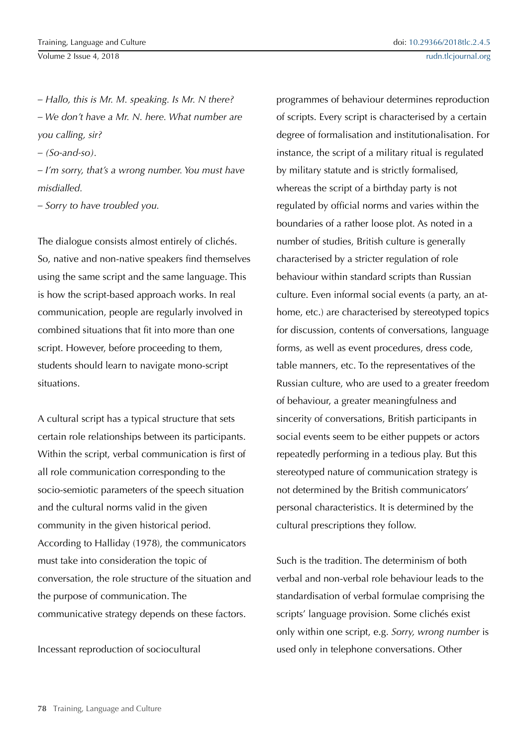– *Hallo, this is Mr. M. speaking. Is Mr. N there?*

– *We don't have a Mr. N. here. What number are you calling, sir?*

– *(So-and-so).*

– *I'm sorry, that's a wrong number. You must have misdialled.*

– *Sorry to have troubled you.*

The dialogue consists almost entirely of clichés. So, native and non-native speakers find themselves using the same script and the same language. This is how the script-based approach works. In real communication, people are regularly involved in combined situations that fit into more than one script. However, before proceeding to them, students should learn to navigate mono-script situations.

A cultural script has a typical structure that sets certain role relationships between its participants. Within the script, verbal communication is first of all role communication corresponding to the socio-semiotic parameters of the speech situation and the cultural norms valid in the given community in the given historical period. According to Halliday (1978), the communicators must take into consideration the topic of conversation, the role structure of the situation and the purpose of communication. The communicative strategy depends on these factors.

Incessant reproduction of sociocultural programmes of behaviour determines reproduction of scripts. Every script is characterised by a certain degree of formalisation and institutionalisation. For instance, the script of a military ritual is regulated by military statute and is strictly formalised, whereas the script of a birthday party is not regulated by official norms and varies within the boundaries of a rather loose plot. As noted in a number of studies, British culture is generally characterised by a stricter regulation of role behaviour within standard scripts than Russian culture. Even informal social events (a party, an at-home, etc.) are characterised by stereotyped topics for discussion, contents of conversations, language forms, as well as event procedures, dress code, table manners, etc. To the representatives of the Russian culture, who are used to a greater freedom of behaviour, a greater meaningfulness and sincerity of conversations, British participants in social events seem to be either puppets or actors repeatedly performing in a tedious play. But this stereotyped nature of communication strategy is not determined by the British communicators' personal characteristics. It is determined by the cultural prescriptions they follow.

Such is the tradition. The determinism of both verbal and non-verbal role behaviour leads to the standardisation of verbal formulae comprising the scripts' language provision. Some clichés exist only within one script, e.g. *Sorry, wrong number* is used only in telephone conversations. Other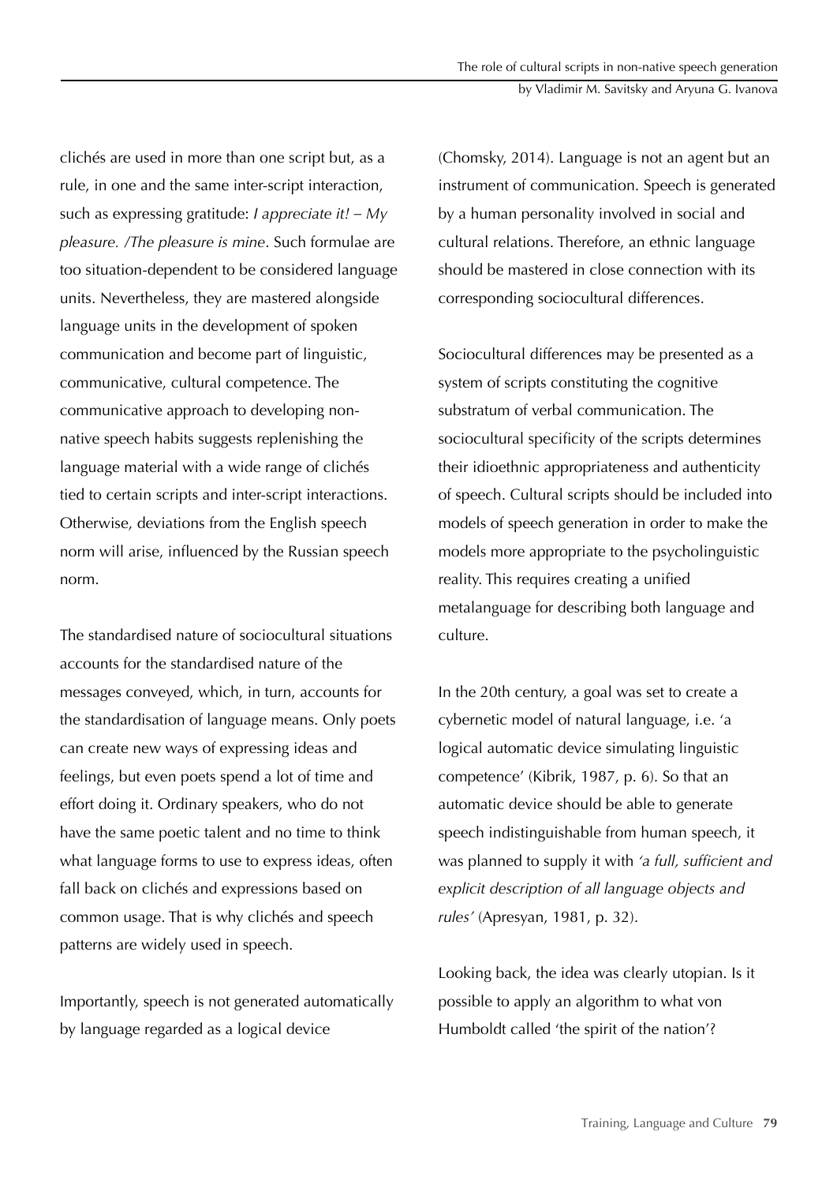clichés are used in more than one script but, as a rule, in one and the same inter-script interaction, such as expressing gratitude: *I appreciate it! – My pleasure. /The pleasure is mine*. Such formulae are too situation-dependent to be considered language units. Nevertheless, they are mastered alongside language units in the development of spoken communication and become part of linguistic, communicative, cultural competence. The communicative approach to developing non-native speech habits suggests replenishing the language material with a wide range of clichés tied to certain scripts and inter-script interactions. Otherwise, deviations from the English speech norm will arise, influenced by the Russian speech norm.

The standardised nature of sociocultural situations accounts for the standardised nature of the messages conveyed, which, in turn, accounts for the standardisation of language means. Only poets can create new ways of expressing ideas and feelings, but even poets spend a lot of time and effort doing it. Ordinary speakers, who do not have the same poetic talent and no time to think what language forms to use to express ideas, often fall back on clichés and expressions based on common usage. That is why clichés and speech patterns are widely used in speech.

Importantly, speech is not generated automatically by language regarded as a logical device (Chomsky, 2014). Language is not an agent but an instrument of communication. Speech is generated by a human personality involved in social and cultural relations. Therefore, an ethnic language should be mastered in close connection with its corresponding sociocultural differences.

Sociocultural differences may be presented as a system of scripts constituting the cognitive substratum of verbal communication. The sociocultural specificity of the scripts determines their idioethnic appropriateness and authenticity of speech. Cultural scripts should be included into models of speech generation in order to make the models more appropriate to the psycholinguistic reality. This requires creating a unified metalanguage for describing both language and culture.

In the 20th century, a goal was set to create a cybernetic model of natural language, i.e. 'a logical automatic device simulating linguistic competence' (Kibrik, 1987, p. 6). So that an automatic device should be able to generate speech indistinguishable from human speech, it was planned to supply it with *'a full, sufficient and explicit description of all language objects and rules'* (Apresyan, 1981, p. 32).

Looking back, the idea was clearly utopian. Is it possible to apply an algorithm to what von Humboldt called 'the spirit of the nation'?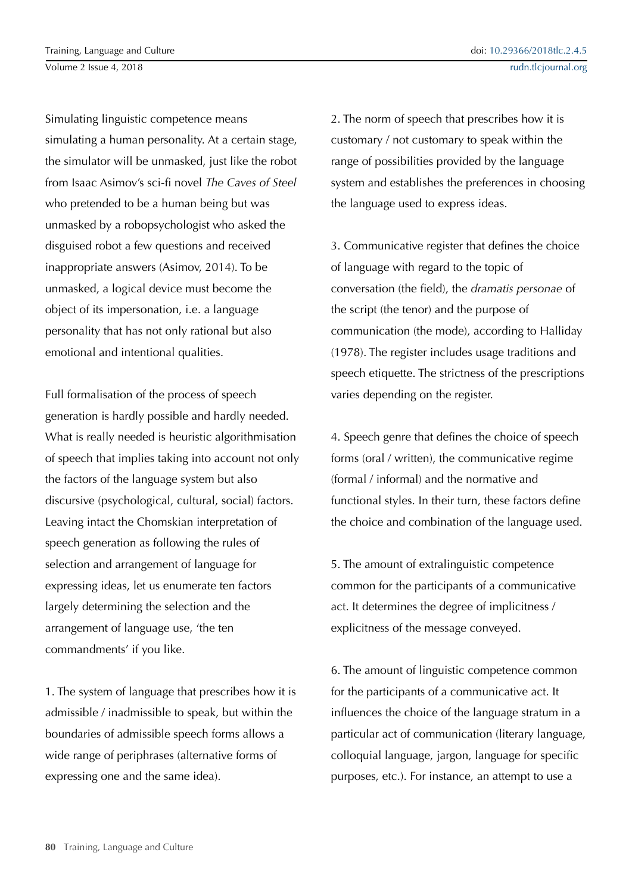Simulating linguistic competence means simulating a human personality. At a certain stage, the simulator will be unmasked, just like the robot from Isaac Asimov's sci-fi novel *The Caves of Steel* who pretended to be a human being but was unmasked by a robopsychologist who asked the disguised robot a few questions and received inappropriate answers (Asimov, 2014). To be unmasked, a logical device must become the object of its impersonation, i.e. a language personality that has not only rational but also emotional and intentional qualities.

Full formalisation of the process of speech generation is hardly possible and hardly needed. What is really needed is heuristic algorithmisation of speech that implies taking into account not only the factors of the language system but also discursive (psychological, cultural, social) factors. Leaving intact the Chomskian interpretation of speech generation as following the rules of selection and arrangement of language for expressing ideas, let us enumerate ten factors largely determining the selection and the arrangement of language use, 'the ten commandments' if you like.

1. The system of language that prescribes how it is admissible / inadmissible to speak, but within the boundaries of admissible speech forms allows a wide range of periphrases (alternative forms of expressing one and the same idea).

2. The norm of speech that prescribes how it is customary / not customary to speak within the range of possibilities provided by the language system and establishes the preferences in choosing the language used to express ideas.

3. Communicative register that defines the choice of language with regard to the topic of conversation (the field), the *dramatis personae* of the script (the tenor) and the purpose of communication (the mode), according to Halliday (1978). The register includes usage traditions and speech etiquette. The strictness of the prescriptions varies depending on the register.

4. Speech genre that defines the choice of speech forms (oral / written), the communicative regime (formal / informal) and the normative and functional styles. In their turn, these factors define the choice and combination of the language used.

5. The amount of extralinguistic competence common for the participants of a communicative act. It determines the degree of implicitness / explicitness of the message conveyed.

6. The amount of linguistic competence common for the participants of a communicative act. It influences the choice of the language stratum in a particular act of communication (literary language, colloquial language, jargon, language for specific purposes, etc.). For instance, an attempt to use a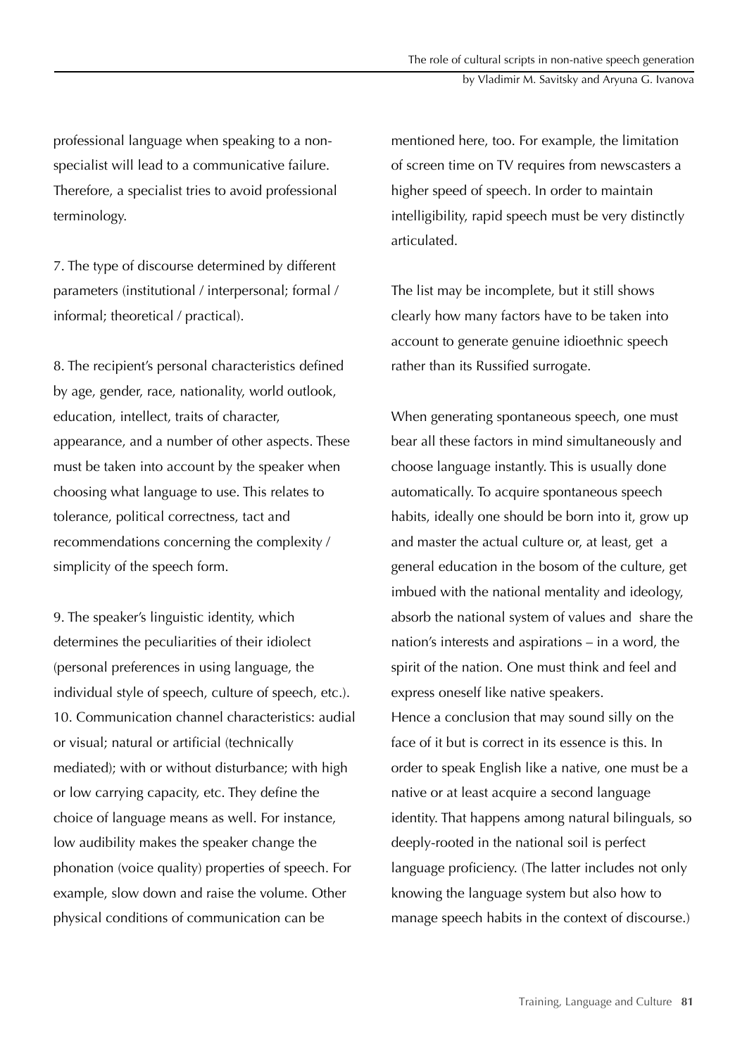professional language when speaking to a non-specialist will lead to a communicative failure. Therefore, a specialist tries to avoid professional terminology.

7. The type of discourse determined by different parameters (institutional / interpersonal; formal / informal; theoretical / practical).

8. The recipient's personal characteristics defined by age, gender, race, nationality, world outlook, education, intellect, traits of character, appearance, and a number of other aspects. These must be taken into account by the speaker when choosing what language to use. This relates to tolerance, political correctness, tact and recommendations concerning the complexity / simplicity of the speech form.

9. The speaker's linguistic identity, which determines the peculiarities of their idiolect (personal preferences in using language, the individual style of speech, culture of speech, etc.).

10. Communication channel characteristics: audial or visual; natural or artificial (technically mediated); with or without disturbance; with high or low carrying capacity, etc. They define the choice of language means as well. For instance, low audibility makes the speaker change the phonation (voice quality) properties of speech. For example, slow down and raise the volume. Other physical conditions of communication can be mentioned here, too. For example, the limitation of screen time on TV requires from newscasters a higher speed of speech. In order to maintain intelligibility, rapid speech must be very distinctly articulated.

The list may be incomplete, but it still shows clearly how many factors have to be taken into account to generate genuine idioethnic speech rather than its Russified surrogate.

When generating spontaneous speech, one must bear all these factors in mind simultaneously and choose language instantly. This is usually done automatically. To acquire spontaneous speech habits, ideally one should be born into it, grow up and master the actual culture or, at least, get a general education in the bosom of the culture, get imbued with the national mentality and ideology, absorb the national system of values and share the nation's interests and aspirations – in a word, the spirit of the nation. One must think and feel and express oneself like native speakers.

Hence a conclusion that may sound silly on the face of it but is correct in its essence is this. In order to speak English like a native, one must be a native or at least acquire a second language identity. That happens among natural bilinguals, so deeply-rooted in the national soil is perfect language proficiency. (The latter includes not only knowing the language system but also how to manage speech habits in the context of discourse.)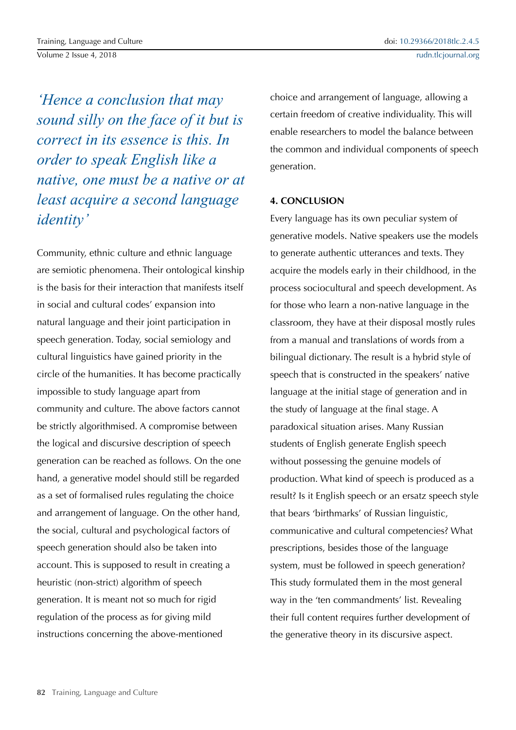*'Hence a conclusion that may sound silly on the face of it but is correct in its essence is this. In order to speak English like a native, one must be a native or at least acquire a second language identity'*

Community, ethnic culture and ethnic language are semiotic phenomena. Their ontological kinship is the basis for their interaction that manifests itself in social and cultural codes' expansion into natural language and their joint participation in speech generation. Today, social semiology and cultural linguistics have gained priority in the circle of the humanities. It has become practically impossible to study language apart from community and culture. The above factors cannot be strictly algorithmised. A compromise between the logical and discursive description of speech generation can be reached as follows. On the one hand, a generative model should still be regarded as a set of formalised rules regulating the choice and arrangement of language. On the other hand, the social, cultural and psychological factors of speech generation should also be taken into account. This is supposed to result in creating a heuristic (non-strict) algorithm of speech generation. It is meant not so much for rigid regulation of the process as for giving mild instructions concerning the above-mentioned choice and arrangement of language, allowing a certain freedom of creative individuality. This will enable researchers to model the balance between the common and individual components of speech generation.

## 4. CONCLUSION

Every language has its own peculiar system of generative models. Native speakers use the models to generate authentic utterances and texts. They acquire the models early in their childhood, in the process sociocultural and speech development. As for those who learn a non-native language in the classroom, they have at their disposal mostly rules from a manual and translations of words from a bilingual dictionary. The result is a hybrid style of speech that is constructed in the speakers' native language at the initial stage of generation and in the study of language at the final stage. A paradoxical situation arises. Many Russian students of English generate English speech without possessing the genuine models of production. What kind of speech is produced as a result? Is it English speech or an ersatz speech style that bears 'birthmarks' of Russian linguistic, communicative and cultural competencies? What prescriptions, besides those of the language system, must be followed in speech generation? This study formulated them in the most general way in the 'ten commandments' list. Revealing their full content requires further development of the generative theory in its discursive aspect.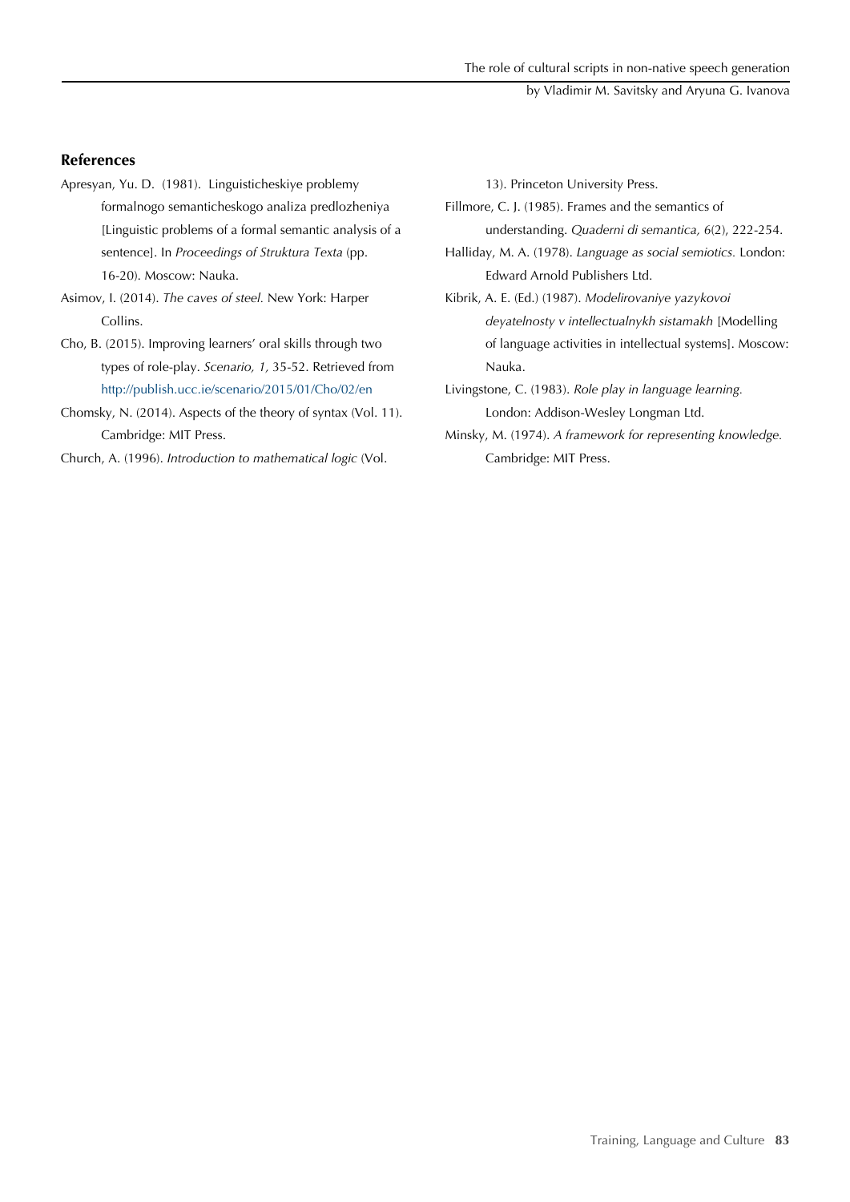## References

Apresyan, Yu. D. (1981). Linguisticheskiye problemy formalnogo semanticheskogo analiza predlozheniya [Linguistic problems of a formal semantic analysis of a sentence]. In *Proceedings of Struktura Texta* (pp. 16-20). Moscow: Nauka.

Asimov, I. (2014). *The caves of steel.* New York: Harper Collins.

Cho, B. (2015). Improving learners' oral skills through two types of role-play. *Scenario, 1,* 35-52. Retrieved from http://publish.ucc.ie/scenario/2015/01/Cho/02/en

Chomsky, N. (2014). Aspects of the theory of syntax (Vol. 11). Cambridge: MIT Press.

Church, A. (1996). *Introduction to mathematical logic* (Vol. 13). Princeton University Press.

Fillmore, C. J. (1985). Frames and the semantics of understanding. *Quaderni di semantica, 6*(2), 222-254.

Halliday, M. A. (1978). *Language as social semiotics.* London: Edward Arnold Publishers Ltd.

Kibrik, A. E. (Ed.) (1987). *Modelirovaniye yazykovoi deyatelnosty v intellectualnykh sistamakh* [Modelling of language activities in intellectual systems]. Moscow: Nauka.

Livingstone, C. (1983). *Role play in language learning.* London: Addison-Wesley Longman Ltd.

Minsky, M. (1974). *A framework for representing knowledge.* Cambridge: MIT Press.